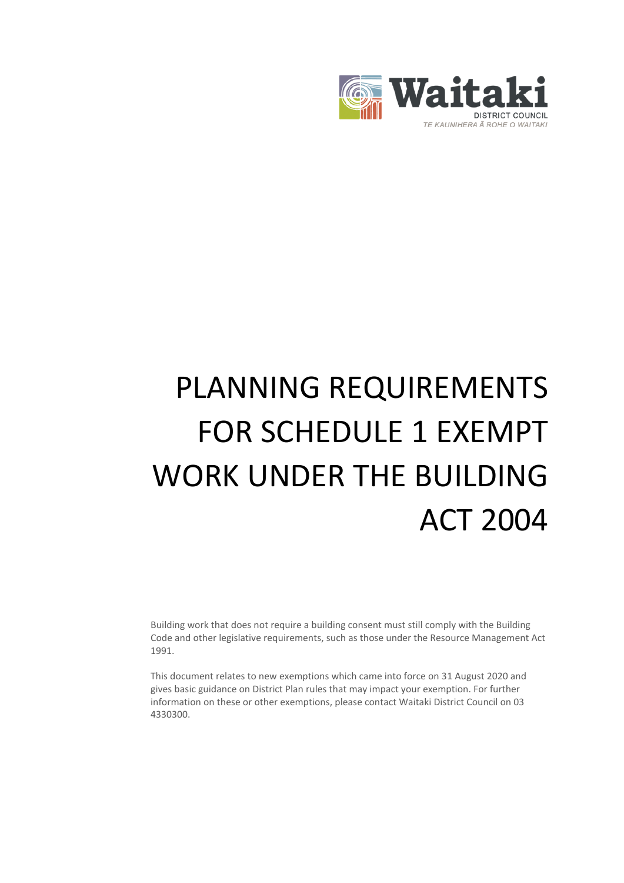Waitaki

DISTRICT COUNCIL

TE KAUNIHERA Ā ROHE O WAITAKI

# PLANNING REQUIREMENTS FOR SCHEDULE 1 EXEMPT WORK UNDER THE BUILDING ACT 2004

Building work that does not require a building consent must still comply with the Building Code and other legislative requirements, such as those under the Resource Management Act 1991.

This document relates to new exemptions which came into force on 31 August 2020 and gives basic guidance on District Plan rules that may impact your exemption. For further information on these or other exemptions, please contact Waitaki District Council on 03 4330300.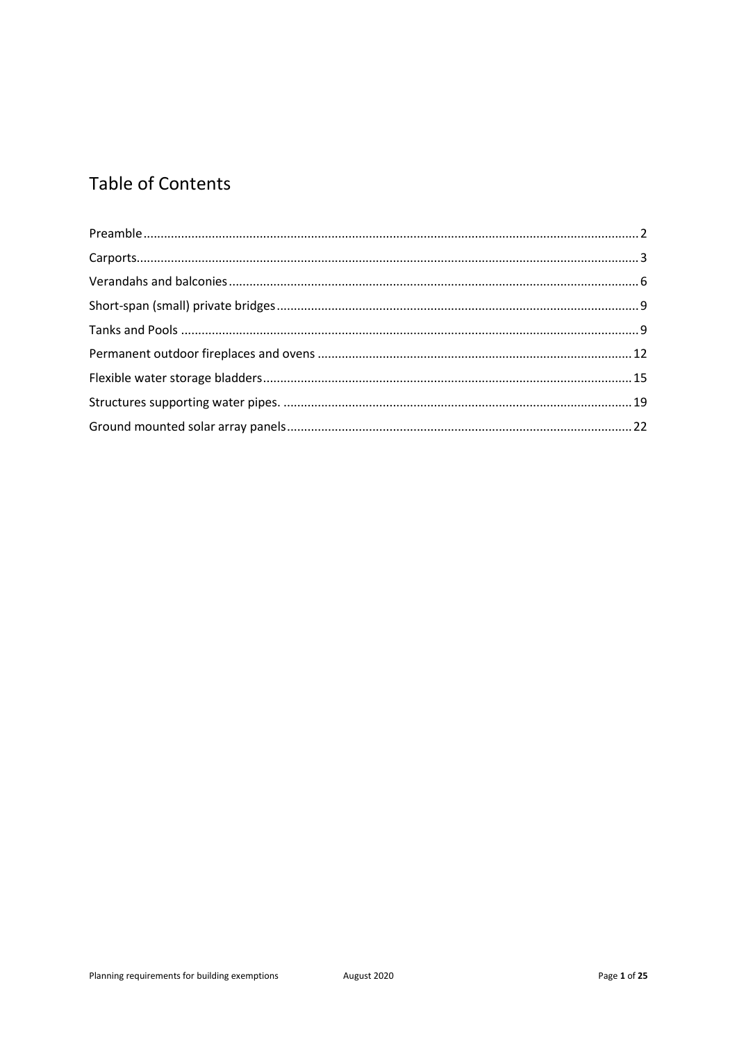# Table of Contents

Preamble ..... 2

Carports ..... 3

Verandahs and balconies ..... 6

Short-span (small) private bridges ..... 9

Tanks and Pools ..... 9

Permanent outdoor fireplaces and ovens ..... 12

Flexible water storage bladders ..... 15

Structures supporting water pipes. ..... 19

Ground mounted solar array panels ..... 22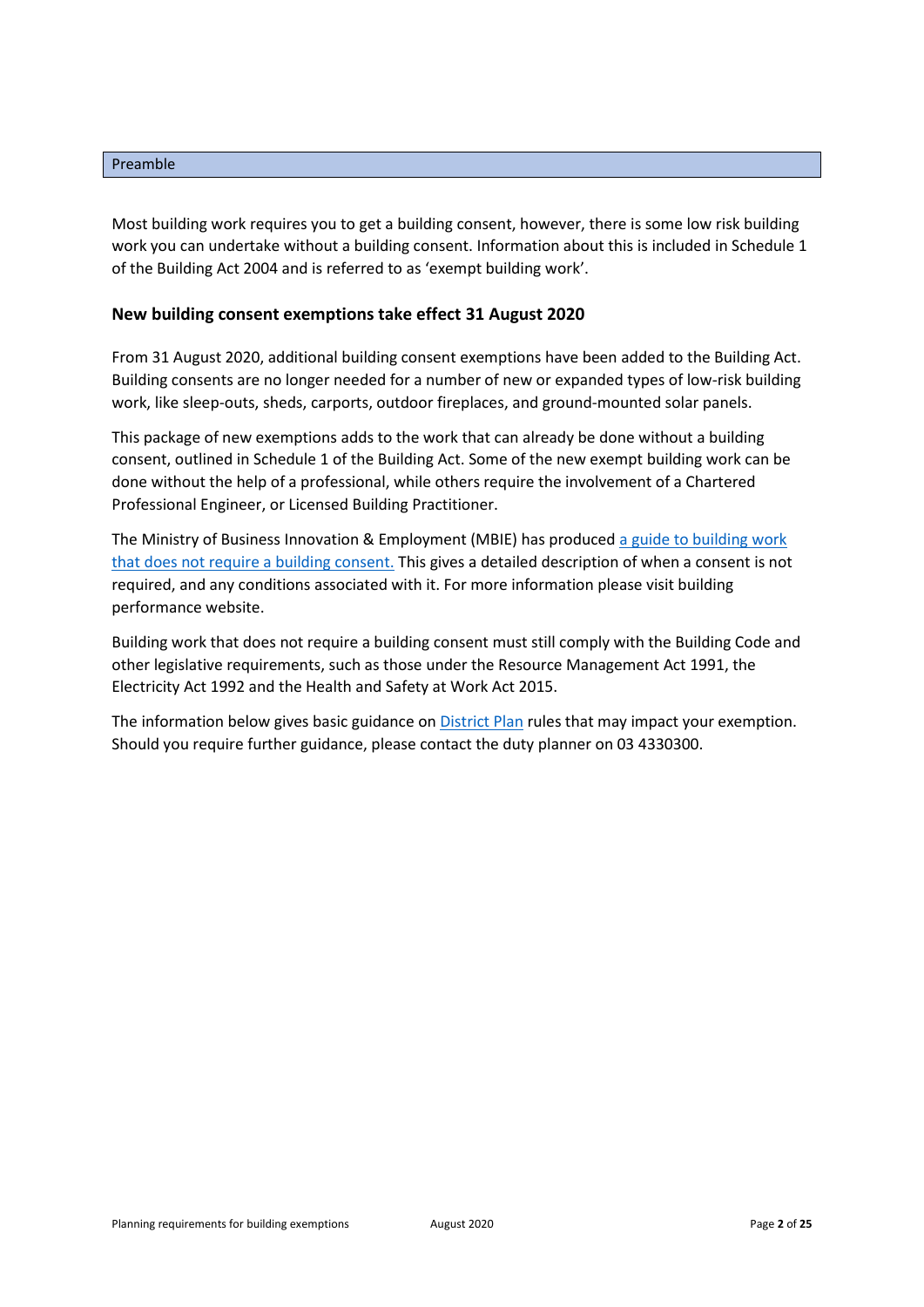## Preamble

Most building work requires you to get a building consent, however, there is some low risk building work you can undertake without a building consent. Information about this is included in Schedule 1 of the Building Act 2004 and is referred to as 'exempt building work'.

### New building consent exemptions take effect 31 August 2020

From 31 August 2020, additional building consent exemptions have been added to the Building Act. Building consents are no longer needed for a number of new or expanded types of low-risk building work, like sleep-outs, sheds, carports, outdoor fireplaces, and ground-mounted solar panels.

This package of new exemptions adds to the work that can already be done without a building consent, outlined in Schedule 1 of the Building Act. Some of the new exempt building work can be done without the help of a professional, while others require the involvement of a Chartered Professional Engineer, or Licensed Building Practitioner.

The Ministry of Business Innovation & Employment (MBIE) has produced a guide to building work that does not require a building consent. This gives a detailed description of when a consent is not required, and any conditions associated with it. For more information please visit building performance website.

Building work that does not require a building consent must still comply with the Building Code and other legislative requirements, such as those under the Resource Management Act 1991, the Electricity Act 1992 and the Health and Safety at Work Act 2015.

The information below gives basic guidance on District Plan rules that may impact your exemption. Should you require further guidance, please contact the duty planner on 03 4330300.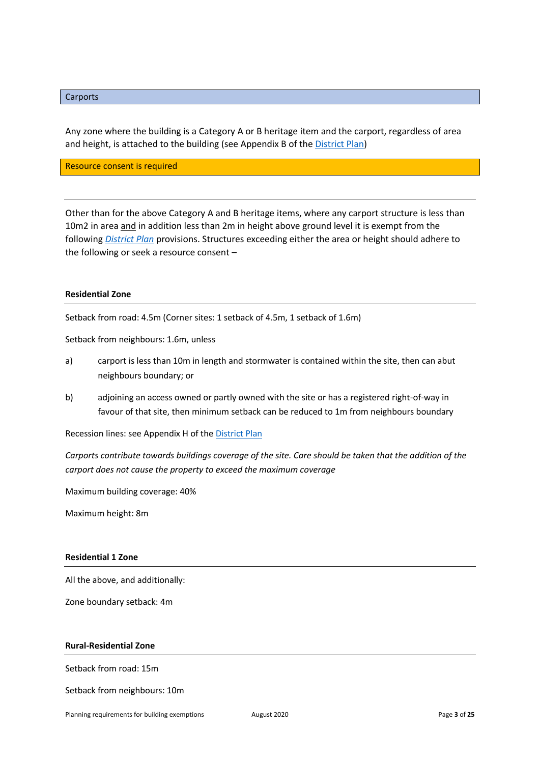## Carports

Any zone where the building is a Category A or B heritage item and the carport, regardless of area and height, is attached to the building (see Appendix B of the District Plan)

**Resource consent is required**

---

Other than for the above Category A and B heritage items, where any carport structure is less than 10m2 in area and in addition less than 2m in height above ground level it is exempt from the following *District Plan* provisions. Structures exceeding either the area or height should adhere to the following or seek a resource consent –

### Residential Zone

Setback from road: 4.5m (Corner sites: 1 setback of 4.5m, 1 setback of 1.6m)

Setback from neighbours: 1.6m, unless

a) carport is less than 10m in length and stormwater is contained within the site, then can abut neighbours boundary; or

b) adjoining an access owned or partly owned with the site or has a registered right-of-way in favour of that site, then minimum setback can be reduced to 1m from neighbours boundary

Recession lines: see Appendix H of the District Plan

*Carports contribute towards buildings coverage of the site. Care should be taken that the addition of the carport does not cause the property to exceed the maximum coverage*

Maximum building coverage: 40%

Maximum height: 8m

### Residential 1 Zone

All the above, and additionally:

Zone boundary setback: 4m

### Rural-Residential Zone

Setback from road: 15m

Setback from neighbours: 10m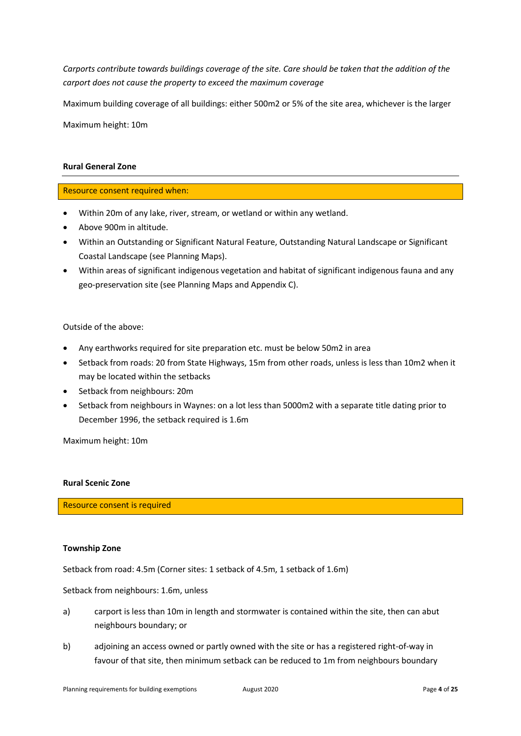*Carports contribute towards buildings coverage of the site. Care should be taken that the addition of the carport does not cause the property to exceed the maximum coverage*

Maximum building coverage of all buildings: either 500m2 or 5% of the site area, whichever is the larger

Maximum height: 10m

**Rural General Zone**

Resource consent required when:

- Within 20m of any lake, river, stream, or wetland or within any wetland.
- Above 900m in altitude.
- Within an Outstanding or Significant Natural Feature, Outstanding Natural Landscape or Significant Coastal Landscape (see Planning Maps).
- Within areas of significant indigenous vegetation and habitat of significant indigenous fauna and any geo-preservation site (see Planning Maps and Appendix C).

Outside of the above:

- Any earthworks required for site preparation etc. must be below 50m2 in area
- Setback from roads: 20 from State Highways, 15m from other roads, unless is less than 10m2 when it may be located within the setbacks
- Setback from neighbours: 20m
- Setback from neighbours in Waynes: on a lot less than 5000m2 with a separate title dating prior to December 1996, the setback required is 1.6m

Maximum height: 10m

**Rural Scenic Zone**

Resource consent is required

**Township Zone**

Setback from road: 4.5m (Corner sites: 1 setback of 4.5m, 1 setback of 1.6m)

Setback from neighbours: 1.6m, unless

a) carport is less than 10m in length and stormwater is contained within the site, then can abut neighbours boundary; or

b) adjoining an access owned or partly owned with the site or has a registered right-of-way in favour of that site, then minimum setback can be reduced to 1m from neighbours boundary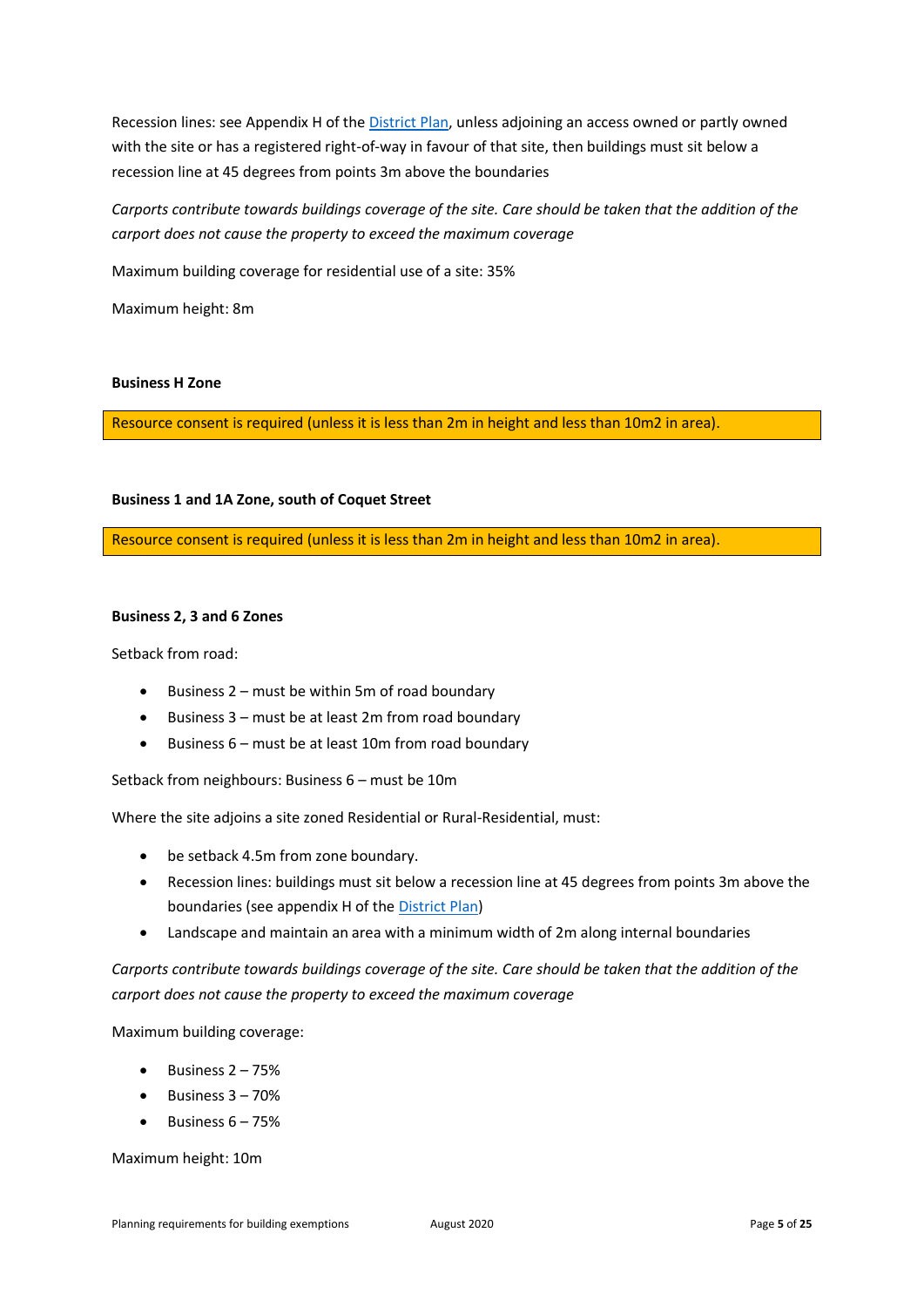Recession lines: see Appendix H of the [District Plan](), unless adjoining an access owned or partly owned with the site or has a registered right-of-way in favour of that site, then buildings must sit below a recession line at 45 degrees from points 3m above the boundaries

*Carports contribute towards buildings coverage of the site. Care should be taken that the addition of the carport does not cause the property to exceed the maximum coverage*

Maximum building coverage for residential use of a site: 35%

Maximum height: 8m

**Business H Zone**

Resource consent is required (unless it is less than 2m in height and less than 10m2 in area).

**Business 1 and 1A Zone, south of Coquet Street**

Resource consent is required (unless it is less than 2m in height and less than 10m2 in area).

**Business 2, 3 and 6 Zones**

Setback from road:

- Business 2 – must be within 5m of road boundary
- Business 3 – must be at least 2m from road boundary
- Business 6 – must be at least 10m from road boundary

Setback from neighbours: Business 6 – must be 10m

Where the site adjoins a site zoned Residential or Rural-Residential, must:

- be setback 4.5m from zone boundary.
- Recession lines: buildings must sit below a recession line at 45 degrees from points 3m above the boundaries (see appendix H of the District Plan)
- Landscape and maintain an area with a minimum width of 2m along internal boundaries

*Carports contribute towards buildings coverage of the site. Care should be taken that the addition of the carport does not cause the property to exceed the maximum coverage*

Maximum building coverage:

- Business 2 – 75%
- Business 3 – 70%
- Business 6 – 75%

Maximum height: 10m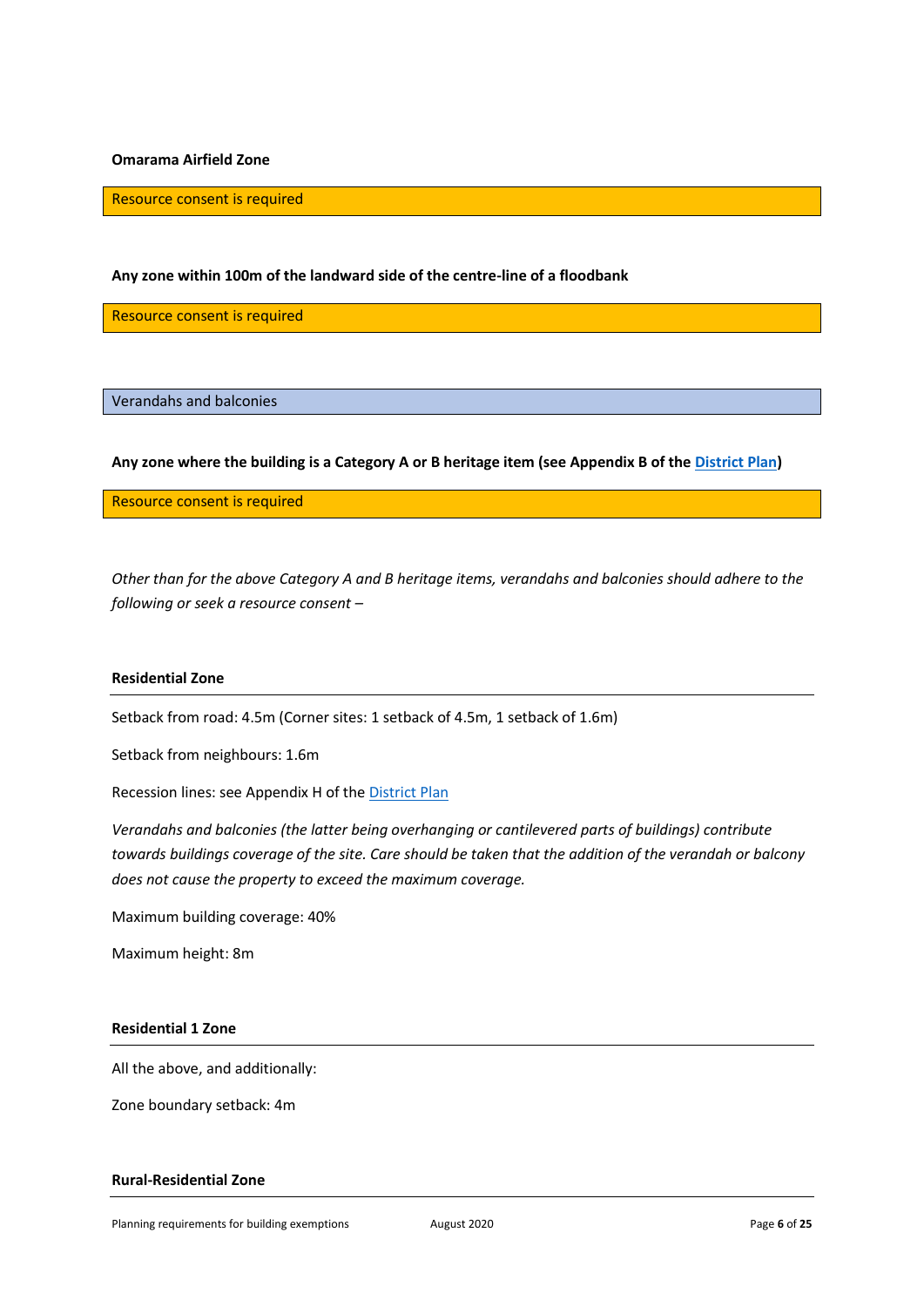**Omarama Airfield Zone**

Resource consent is required

**Any zone within 100m of the landward side of the centre-line of a floodbank**

Resource consent is required

Verandahs and balconies

**Any zone where the building is a Category A or B heritage item (see Appendix B of the District Plan)**

Resource consent is required

*Other than for the above Category A and B heritage items, verandahs and balconies should adhere to the following or seek a resource consent –*

**Residential Zone**

Setback from road: 4.5m (Corner sites: 1 setback of 4.5m, 1 setback of 1.6m)

Setback from neighbours: 1.6m

Recession lines: see Appendix H of the District Plan

*Verandahs and balconies (the latter being overhanging or cantilevered parts of buildings) contribute towards buildings coverage of the site. Care should be taken that the addition of the verandah or balcony does not cause the property to exceed the maximum coverage.*

Maximum building coverage: 40%

Maximum height: 8m

**Residential 1 Zone**

All the above, and additionally:

Zone boundary setback: 4m

**Rural-Residential Zone**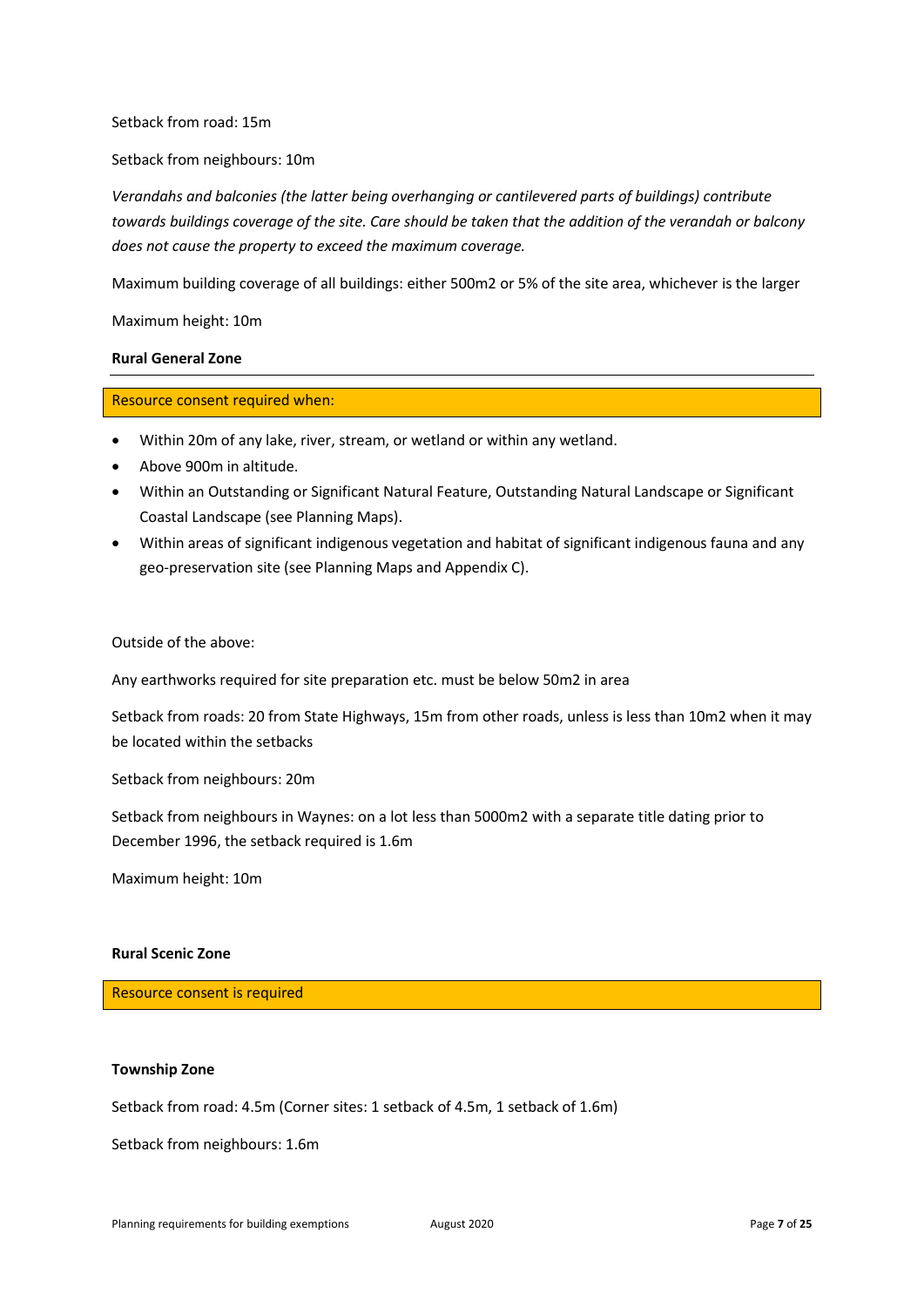Setback from road: 15m

Setback from neighbours: 10m

*Verandahs and balconies (the latter being overhanging or cantilevered parts of buildings) contribute towards buildings coverage of the site. Care should be taken that the addition of the verandah or balcony does not cause the property to exceed the maximum coverage.*

Maximum building coverage of all buildings: either 500m2 or 5% of the site area, whichever is the larger

Maximum height: 10m

**Rural General Zone**

Resource consent required when:

- Within 20m of any lake, river, stream, or wetland or within any wetland.
- Above 900m in altitude.
- Within an Outstanding or Significant Natural Feature, Outstanding Natural Landscape or Significant Coastal Landscape (see Planning Maps).
- Within areas of significant indigenous vegetation and habitat of significant indigenous fauna and any geo-preservation site (see Planning Maps and Appendix C).

Outside of the above:

Any earthworks required for site preparation etc. must be below 50m2 in area

Setback from roads: 20 from State Highways, 15m from other roads, unless is less than 10m2 when it may be located within the setbacks

Setback from neighbours: 20m

Setback from neighbours in Waynes: on a lot less than 5000m2 with a separate title dating prior to December 1996, the setback required is 1.6m

Maximum height: 10m

**Rural Scenic Zone**

Resource consent is required

**Township Zone**

Setback from road: 4.5m (Corner sites: 1 setback of 4.5m, 1 setback of 1.6m)

Setback from neighbours: 1.6m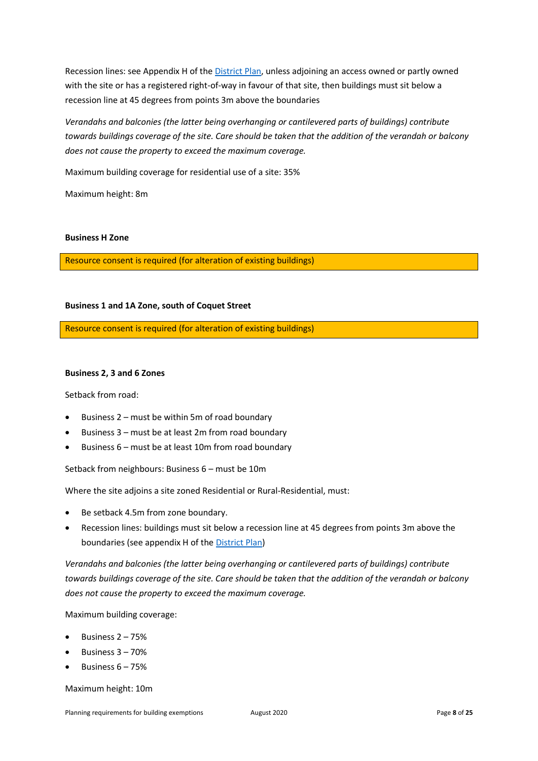Recession lines: see Appendix H of the [District Plan](), unless adjoining an access owned or partly owned with the site or has a registered right-of-way in favour of that site, then buildings must sit below a recession line at 45 degrees from points 3m above the boundaries

*Verandahs and balconies (the latter being overhanging or cantilevered parts of buildings) contribute towards buildings coverage of the site. Care should be taken that the addition of the verandah or balcony does not cause the property to exceed the maximum coverage.*

Maximum building coverage for residential use of a site: 35%

Maximum height: 8m

**Business H Zone**

Resource consent is required (for alteration of existing buildings)

**Business 1 and 1A Zone, south of Coquet Street**

Resource consent is required (for alteration of existing buildings)

**Business 2, 3 and 6 Zones**

Setback from road:

- Business 2 – must be within 5m of road boundary
- Business 3 – must be at least 2m from road boundary
- Business 6 – must be at least 10m from road boundary

Setback from neighbours: Business 6 – must be 10m

Where the site adjoins a site zoned Residential or Rural-Residential, must:

- Be setback 4.5m from zone boundary.
- Recession lines: buildings must sit below a recession line at 45 degrees from points 3m above the boundaries (see appendix H of the [District Plan]())

*Verandahs and balconies (the latter being overhanging or cantilevered parts of buildings) contribute towards buildings coverage of the site. Care should be taken that the addition of the verandah or balcony does not cause the property to exceed the maximum coverage.*

Maximum building coverage:

- Business 2 – 75%
- Business 3 – 70%
- Business 6 – 75%

Maximum height: 10m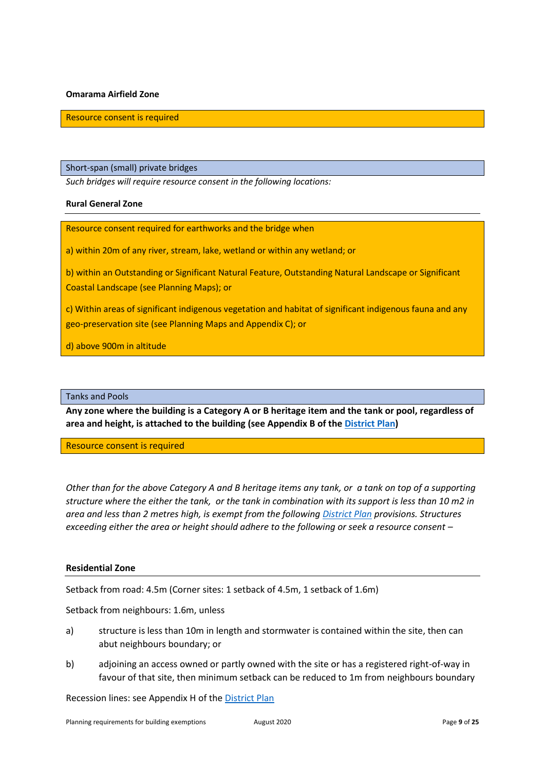**Omarama Airfield Zone**

Resource consent is required

Short-span (small) private bridges

*Such bridges will require resource consent in the following locations:*

**Rural General Zone**

Resource consent required for earthworks and the bridge when

a) within 20m of any river, stream, lake, wetland or within any wetland; or

b) within an Outstanding or Significant Natural Feature, Outstanding Natural Landscape or Significant Coastal Landscape (see Planning Maps); or

c) Within areas of significant indigenous vegetation and habitat of significant indigenous fauna and any geo-preservation site (see Planning Maps and Appendix C); or

d) above 900m in altitude

Tanks and Pools

**Any zone where the building is a Category A or B heritage item and the tank or pool, regardless of area and height, is attached to the building (see Appendix B of the District Plan)**

Resource consent is required

*Other than for the above Category A and B heritage items any tank, or a tank on top of a supporting structure where the either the tank, or the tank in combination with its support is less than 10 m2 in area and less than 2 metres high, is exempt from the following District Plan provisions. Structures exceeding either the area or height should adhere to the following or seek a resource consent –*

**Residential Zone**

Setback from road: 4.5m (Corner sites: 1 setback of 4.5m, 1 setback of 1.6m)

Setback from neighbours: 1.6m, unless

a) structure is less than 10m in length and stormwater is contained within the site, then can abut neighbours boundary; or

b) adjoining an access owned or partly owned with the site or has a registered right-of-way in favour of that site, then minimum setback can be reduced to 1m from neighbours boundary

Recession lines: see Appendix H of the District Plan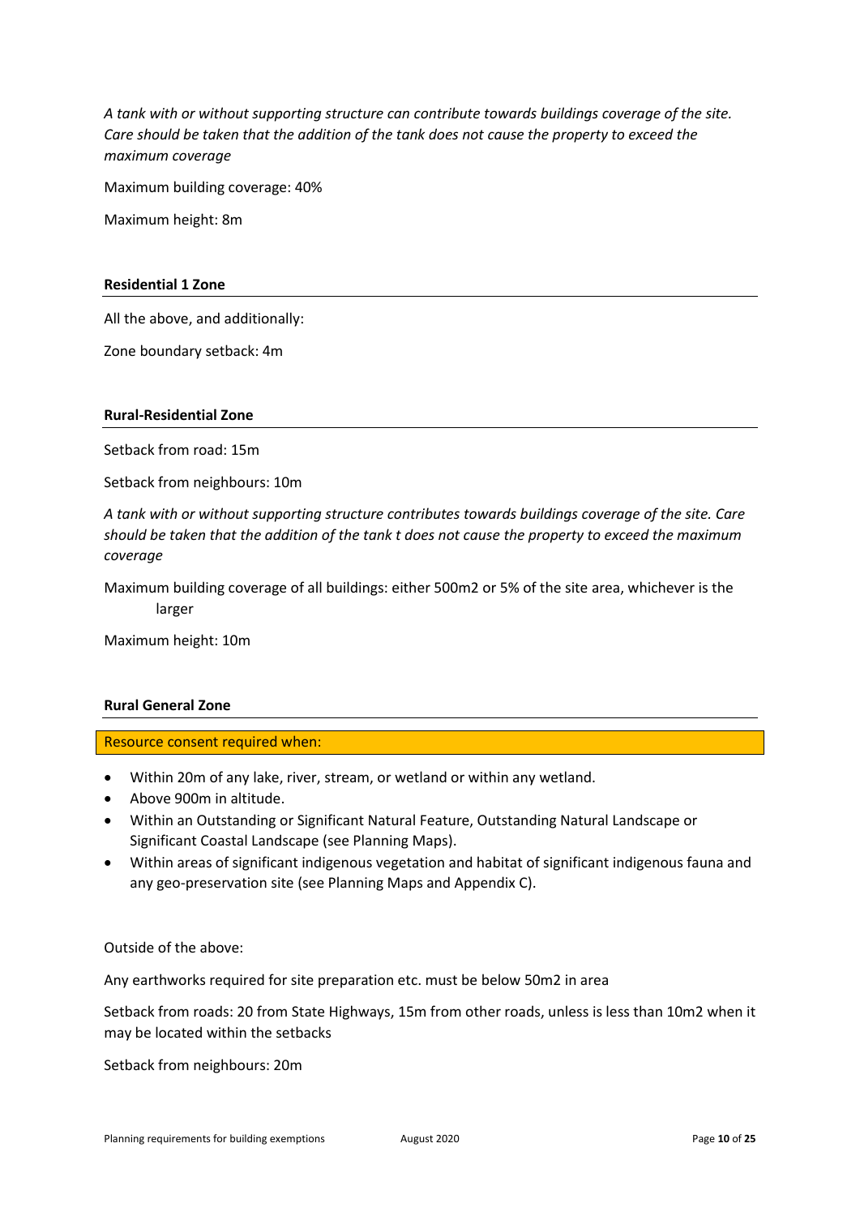*A tank with or without supporting structure can contribute towards buildings coverage of the site. Care should be taken that the addition of the tank does not cause the property to exceed the maximum coverage*

Maximum building coverage: 40%

Maximum height: 8m

### Residential 1 Zone

All the above, and additionally:

Zone boundary setback: 4m

### Rural-Residential Zone

Setback from road: 15m

Setback from neighbours: 10m

*A tank with or without supporting structure contributes towards buildings coverage of the site. Care should be taken that the addition of the tank t does not cause the property to exceed the maximum coverage*

Maximum building coverage of all buildings: either 500m2 or 5% of the site area, whichever is the larger

Maximum height: 10m

### Rural General Zone

Resource consent required when:

- Within 20m of any lake, river, stream, or wetland or within any wetland.
- Above 900m in altitude.
- Within an Outstanding or Significant Natural Feature, Outstanding Natural Landscape or Significant Coastal Landscape (see Planning Maps).
- Within areas of significant indigenous vegetation and habitat of significant indigenous fauna and any geo-preservation site (see Planning Maps and Appendix C).

Outside of the above:

Any earthworks required for site preparation etc. must be below 50m2 in area

Setback from roads: 20 from State Highways, 15m from other roads, unless is less than 10m2 when it may be located within the setbacks

Setback from neighbours: 20m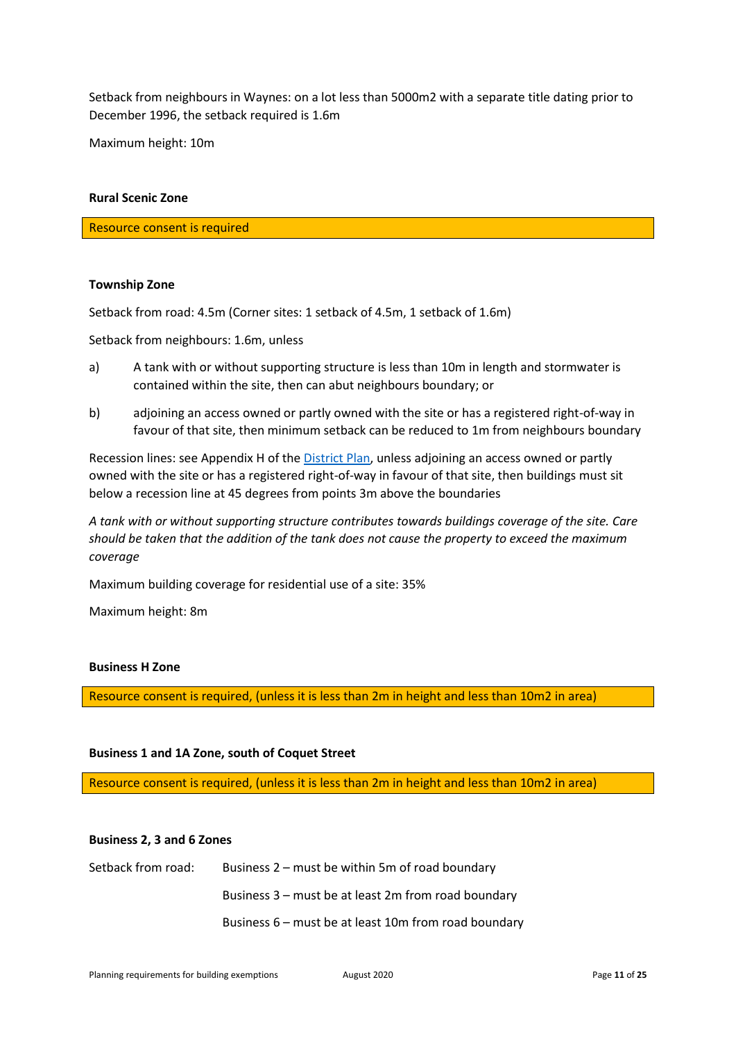Setback from neighbours in Waynes: on a lot less than 5000m2 with a separate title dating prior to December 1996, the setback required is 1.6m

Maximum height: 10m

**Rural Scenic Zone**

Resource consent is required

**Township Zone**

Setback from road: 4.5m (Corner sites: 1 setback of 4.5m, 1 setback of 1.6m)

Setback from neighbours: 1.6m, unless

a) A tank with or without supporting structure is less than 10m in length and stormwater is contained within the site, then can abut neighbours boundary; or

b) adjoining an access owned or partly owned with the site or has a registered right-of-way in favour of that site, then minimum setback can be reduced to 1m from neighbours boundary

Recession lines: see Appendix H of the District Plan, unless adjoining an access owned or partly owned with the site or has a registered right-of-way in favour of that site, then buildings must sit below a recession line at 45 degrees from points 3m above the boundaries

*A tank with or without supporting structure contributes towards buildings coverage of the site. Care should be taken that the addition of the tank does not cause the property to exceed the maximum coverage*

Maximum building coverage for residential use of a site: 35%

Maximum height: 8m

**Business H Zone**

Resource consent is required, (unless it is less than 2m in height and less than 10m2 in area)

**Business 1 and 1A Zone, south of Coquet Street**

Resource consent is required, (unless it is less than 2m in height and less than 10m2 in area)

**Business 2, 3 and 6 Zones**

Setback from road:

- Business 2 – must be within 5m of road boundary
- Business 3 – must be at least 2m from road boundary
- Business 6 – must be at least 10m from road boundary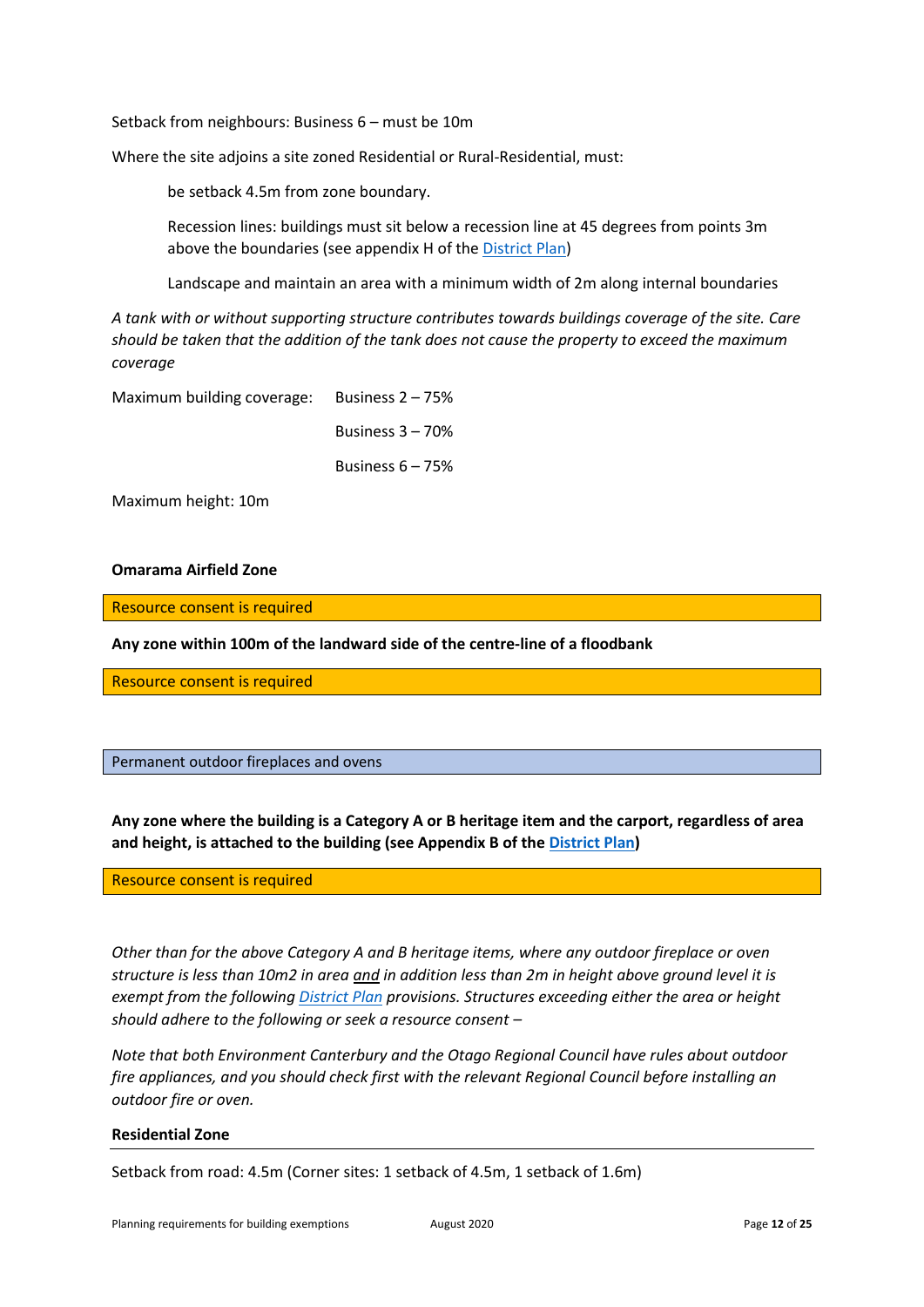Setback from neighbours: Business 6 – must be 10m

Where the site adjoins a site zoned Residential or Rural-Residential, must:

> be setback 4.5m from zone boundary.
>
> Recession lines: buildings must sit below a recession line at 45 degrees from points 3m above the boundaries (see appendix H of the District Plan)
>
> Landscape and maintain an area with a minimum width of 2m along internal boundaries

*A tank with or without supporting structure contributes towards buildings coverage of the site. Care should be taken that the addition of the tank does not cause the property to exceed the maximum coverage*

Maximum building coverage: Business 2 – 75%

Business 3 – 70%

Business 6 – 75%

Maximum height: 10m

**Omarama Airfield Zone**

Resource consent is required

**Any zone within 100m of the landward side of the centre-line of a floodbank**

Resource consent is required

## Permanent outdoor fireplaces and ovens

**Any zone where the building is a Category A or B heritage item and the carport, regardless of area and height, is attached to the building (see Appendix B of the District Plan)**

Resource consent is required

*Other than for the above Category A and B heritage items, where any outdoor fireplace or oven structure is less than 10m2 in area and in addition less than 2m in height above ground level it is exempt from the following District Plan provisions. Structures exceeding either the area or height should adhere to the following or seek a resource consent –*

*Note that both Environment Canterbury and the Otago Regional Council have rules about outdoor fire appliances, and you should check first with the relevant Regional Council before installing an outdoor fire or oven.*

**Residential Zone**

Setback from road: 4.5m (Corner sites: 1 setback of 4.5m, 1 setback of 1.6m)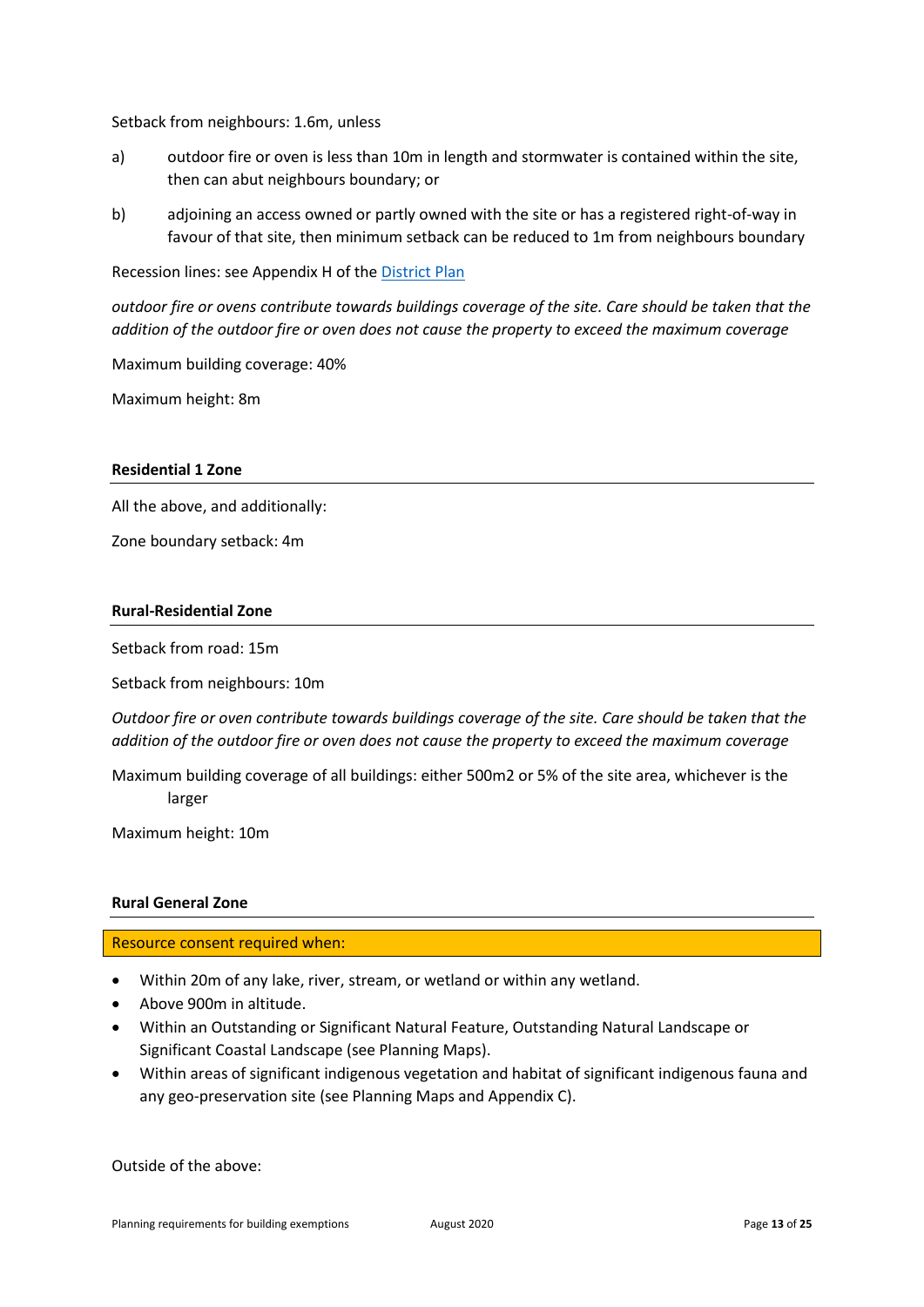Setback from neighbours: 1.6m, unless

a) outdoor fire or oven is less than 10m in length and stormwater is contained within the site, then can abut neighbours boundary; or

b) adjoining an access owned or partly owned with the site or has a registered right-of-way in favour of that site, then minimum setback can be reduced to 1m from neighbours boundary

Recession lines: see Appendix H of the [District Plan]

*outdoor fire or ovens contribute towards buildings coverage of the site. Care should be taken that the addition of the outdoor fire or oven does not cause the property to exceed the maximum coverage*

Maximum building coverage: 40%

Maximum height: 8m

### Residential 1 Zone

All the above, and additionally:

Zone boundary setback: 4m

### Rural-Residential Zone

Setback from road: 15m

Setback from neighbours: 10m

*Outdoor fire or oven contribute towards buildings coverage of the site. Care should be taken that the addition of the outdoor fire or oven does not cause the property to exceed the maximum coverage*

Maximum building coverage of all buildings: either 500m2 or 5% of the site area, whichever is the larger

Maximum height: 10m

### Rural General Zone

**Resource consent required when:**

- Within 20m of any lake, river, stream, or wetland or within any wetland.
- Above 900m in altitude.
- Within an Outstanding or Significant Natural Feature, Outstanding Natural Landscape or Significant Coastal Landscape (see Planning Maps).
- Within areas of significant indigenous vegetation and habitat of significant indigenous fauna and any geo-preservation site (see Planning Maps and Appendix C).

Outside of the above: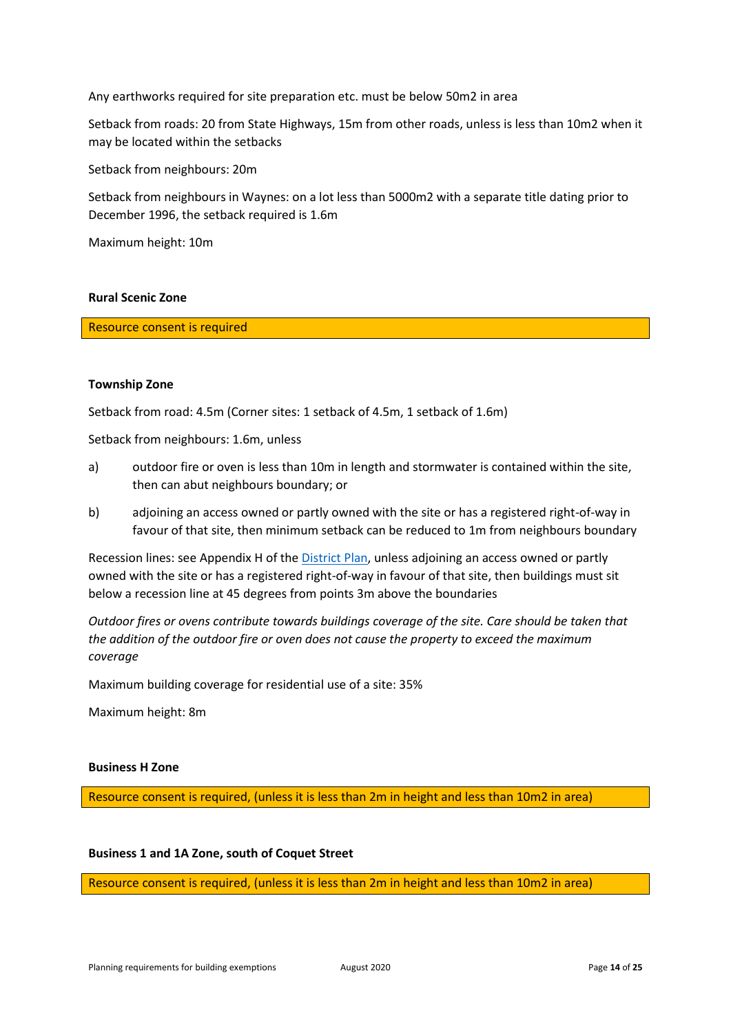Any earthworks required for site preparation etc. must be below 50m2 in area

Setback from roads: 20 from State Highways, 15m from other roads, unless is less than 10m2 when it may be located within the setbacks

Setback from neighbours: 20m

Setback from neighbours in Waynes: on a lot less than 5000m2 with a separate title dating prior to December 1996, the setback required is 1.6m

Maximum height: 10m

**Rural Scenic Zone**

Resource consent is required

**Township Zone**

Setback from road: 4.5m (Corner sites: 1 setback of 4.5m, 1 setback of 1.6m)

Setback from neighbours: 1.6m, unless

a) outdoor fire or oven is less than 10m in length and stormwater is contained within the site, then can abut neighbours boundary; or

b) adjoining an access owned or partly owned with the site or has a registered right-of-way in favour of that site, then minimum setback can be reduced to 1m from neighbours boundary

Recession lines: see Appendix H of the District Plan, unless adjoining an access owned or partly owned with the site or has a registered right-of-way in favour of that site, then buildings must sit below a recession line at 45 degrees from points 3m above the boundaries

*Outdoor fires or ovens contribute towards buildings coverage of the site. Care should be taken that the addition of the outdoor fire or oven does not cause the property to exceed the maximum coverage*

Maximum building coverage for residential use of a site: 35%

Maximum height: 8m

**Business H Zone**

Resource consent is required, (unless it is less than 2m in height and less than 10m2 in area)

**Business 1 and 1A Zone, south of Coquet Street**

Resource consent is required, (unless it is less than 2m in height and less than 10m2 in area)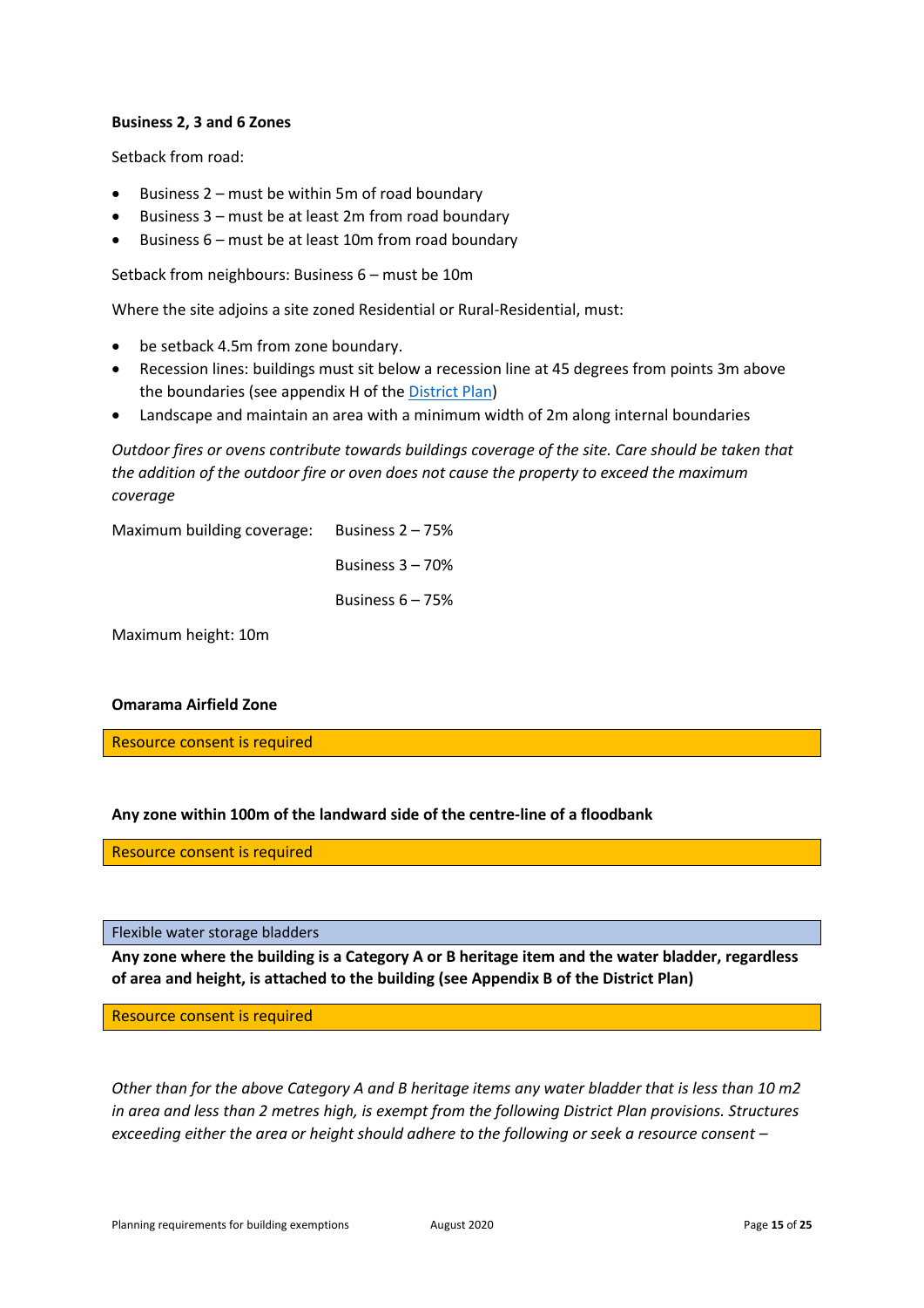**Business 2, 3 and 6 Zones**

Setback from road:

- Business 2 – must be within 5m of road boundary
- Business 3 – must be at least 2m from road boundary
- Business 6 – must be at least 10m from road boundary

Setback from neighbours: Business 6 – must be 10m

Where the site adjoins a site zoned Residential or Rural-Residential, must:

- be setback 4.5m from zone boundary.
- Recession lines: buildings must sit below a recession line at 45 degrees from points 3m above the boundaries (see appendix H of the District Plan)
- Landscape and maintain an area with a minimum width of 2m along internal boundaries

*Outdoor fires or ovens contribute towards buildings coverage of the site. Care should be taken that the addition of the outdoor fire or oven does not cause the property to exceed the maximum coverage*

Maximum building coverage: Business 2 – 75%

Business 3 – 70%

Business 6 – 75%

Maximum height: 10m

**Omarama Airfield Zone**

Resource consent is required

**Any zone within 100m of the landward side of the centre-line of a floodbank**

Resource consent is required

Flexible water storage bladders

**Any zone where the building is a Category A or B heritage item and the water bladder, regardless of area and height, is attached to the building (see Appendix B of the District Plan)**

Resource consent is required

*Other than for the above Category A and B heritage items any water bladder that is less than 10 m2 in area and less than 2 metres high, is exempt from the following District Plan provisions. Structures exceeding either the area or height should adhere to the following or seek a resource consent –*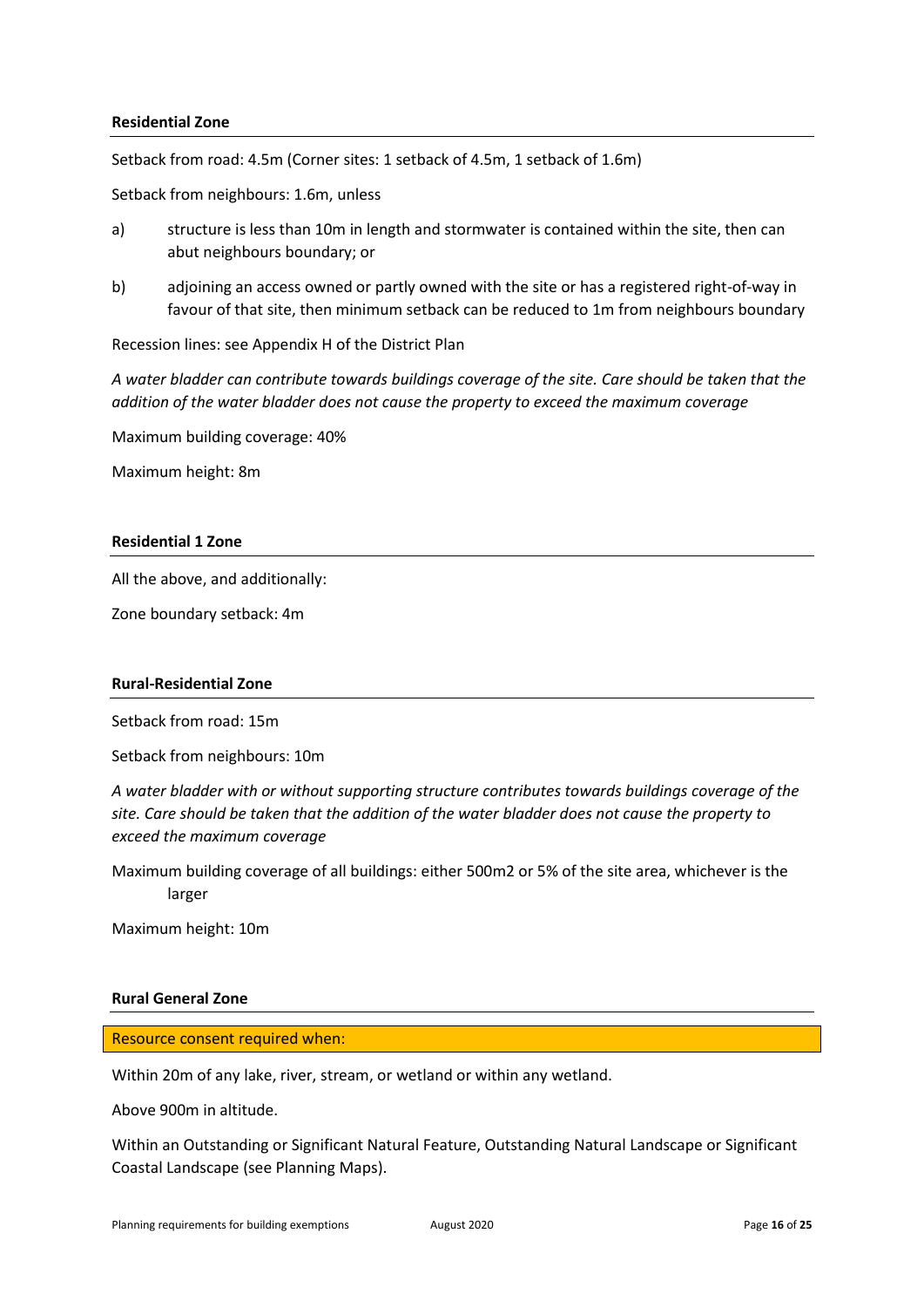**Residential Zone**

Setback from road: 4.5m (Corner sites: 1 setback of 4.5m, 1 setback of 1.6m)

Setback from neighbours: 1.6m, unless

a) structure is less than 10m in length and stormwater is contained within the site, then can abut neighbours boundary; or

b) adjoining an access owned or partly owned with the site or has a registered right-of-way in favour of that site, then minimum setback can be reduced to 1m from neighbours boundary

Recession lines: see Appendix H of the District Plan

*A water bladder can contribute towards buildings coverage of the site. Care should be taken that the addition of the water bladder does not cause the property to exceed the maximum coverage*

Maximum building coverage: 40%

Maximum height: 8m

**Residential 1 Zone**

All the above, and additionally:

Zone boundary setback: 4m

**Rural-Residential Zone**

Setback from road: 15m

Setback from neighbours: 10m

*A water bladder with or without supporting structure contributes towards buildings coverage of the site. Care should be taken that the addition of the water bladder does not cause the property to exceed the maximum coverage*

Maximum building coverage of all buildings: either 500m2 or 5% of the site area, whichever is the larger

Maximum height: 10m

**Rural General Zone**

Resource consent required when:

Within 20m of any lake, river, stream, or wetland or within any wetland.

Above 900m in altitude.

Within an Outstanding or Significant Natural Feature, Outstanding Natural Landscape or Significant Coastal Landscape (see Planning Maps).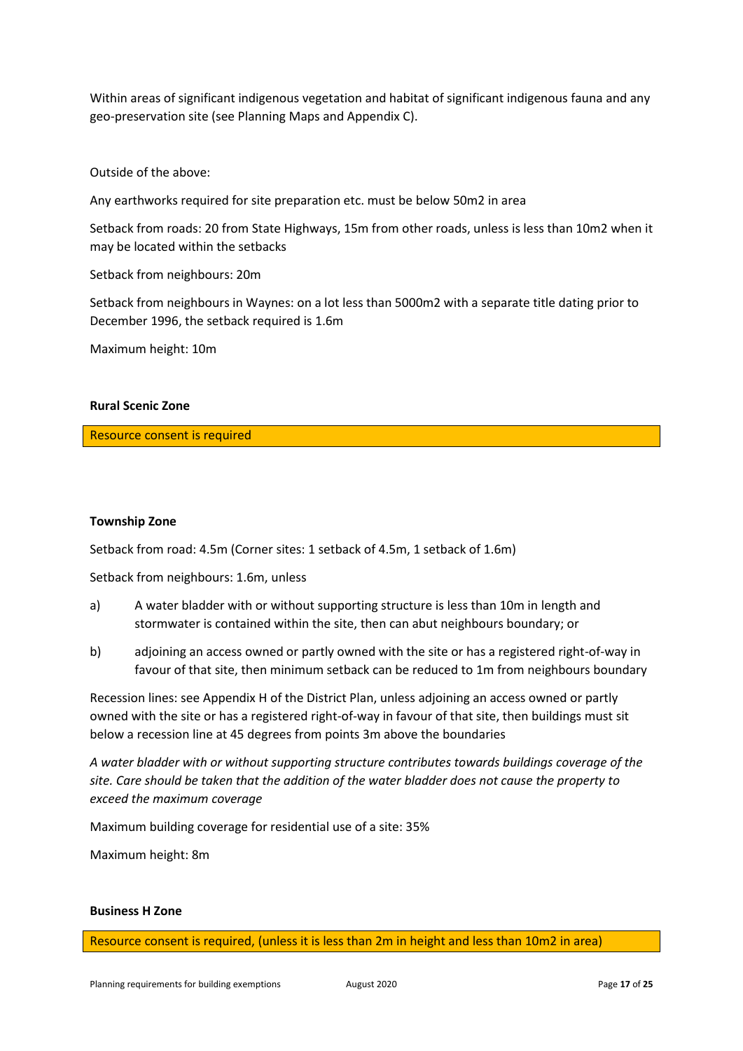Within areas of significant indigenous vegetation and habitat of significant indigenous fauna and any geo-preservation site (see Planning Maps and Appendix C).

Outside of the above:

Any earthworks required for site preparation etc. must be below 50m2 in area

Setback from roads: 20 from State Highways, 15m from other roads, unless is less than 10m2 when it may be located within the setbacks

Setback from neighbours: 20m

Setback from neighbours in Waynes: on a lot less than 5000m2 with a separate title dating prior to December 1996, the setback required is 1.6m

Maximum height: 10m

**Rural Scenic Zone**

Resource consent is required

**Township Zone**

Setback from road: 4.5m (Corner sites: 1 setback of 4.5m, 1 setback of 1.6m)

Setback from neighbours: 1.6m, unless

a) A water bladder with or without supporting structure is less than 10m in length and stormwater is contained within the site, then can abut neighbours boundary; or

b) adjoining an access owned or partly owned with the site or has a registered right-of-way in favour of that site, then minimum setback can be reduced to 1m from neighbours boundary

Recession lines: see Appendix H of the District Plan, unless adjoining an access owned or partly owned with the site or has a registered right-of-way in favour of that site, then buildings must sit below a recession line at 45 degrees from points 3m above the boundaries

*A water bladder with or without supporting structure contributes towards buildings coverage of the site. Care should be taken that the addition of the water bladder does not cause the property to exceed the maximum coverage*

Maximum building coverage for residential use of a site: 35%

Maximum height: 8m

**Business H Zone**

Resource consent is required, (unless it is less than 2m in height and less than 10m2 in area)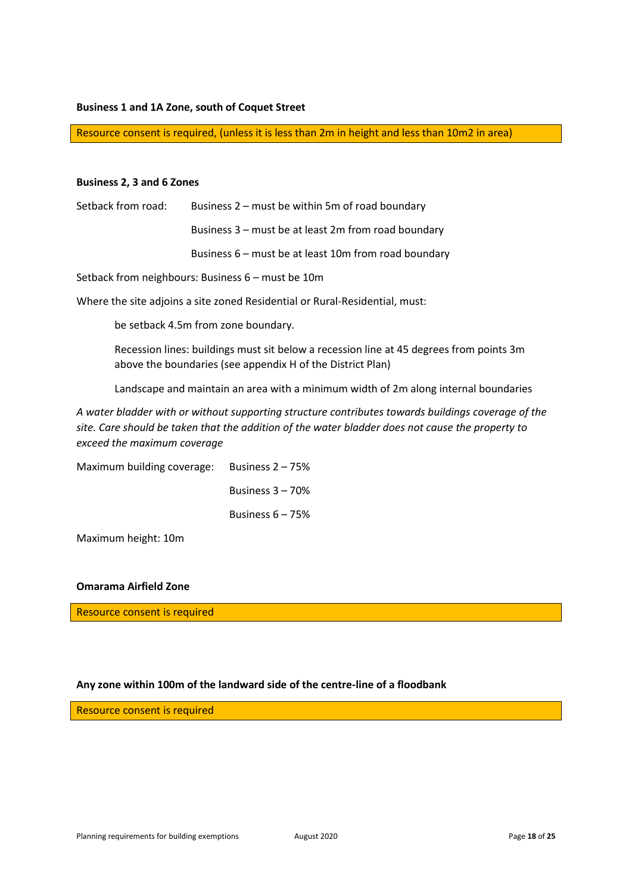**Business 1 and 1A Zone, south of Coquet Street**

Resource consent is required, (unless it is less than 2m in height and less than 10m2 in area)

**Business 2, 3 and 6 Zones**

Setback from road: Business 2 – must be within 5m of road boundary

Business 3 – must be at least 2m from road boundary

Business 6 – must be at least 10m from road boundary

Setback from neighbours: Business 6 – must be 10m

Where the site adjoins a site zoned Residential or Rural-Residential, must:

be setback 4.5m from zone boundary.

Recession lines: buildings must sit below a recession line at 45 degrees from points 3m above the boundaries (see appendix H of the District Plan)

Landscape and maintain an area with a minimum width of 2m along internal boundaries

*A water bladder with or without supporting structure contributes towards buildings coverage of the site. Care should be taken that the addition of the water bladder does not cause the property to exceed the maximum coverage*

Maximum building coverage: Business 2 – 75%

Business 3 – 70%

Business 6 – 75%

Maximum height: 10m

**Omarama Airfield Zone**

Resource consent is required

**Any zone within 100m of the landward side of the centre-line of a floodbank**

Resource consent is required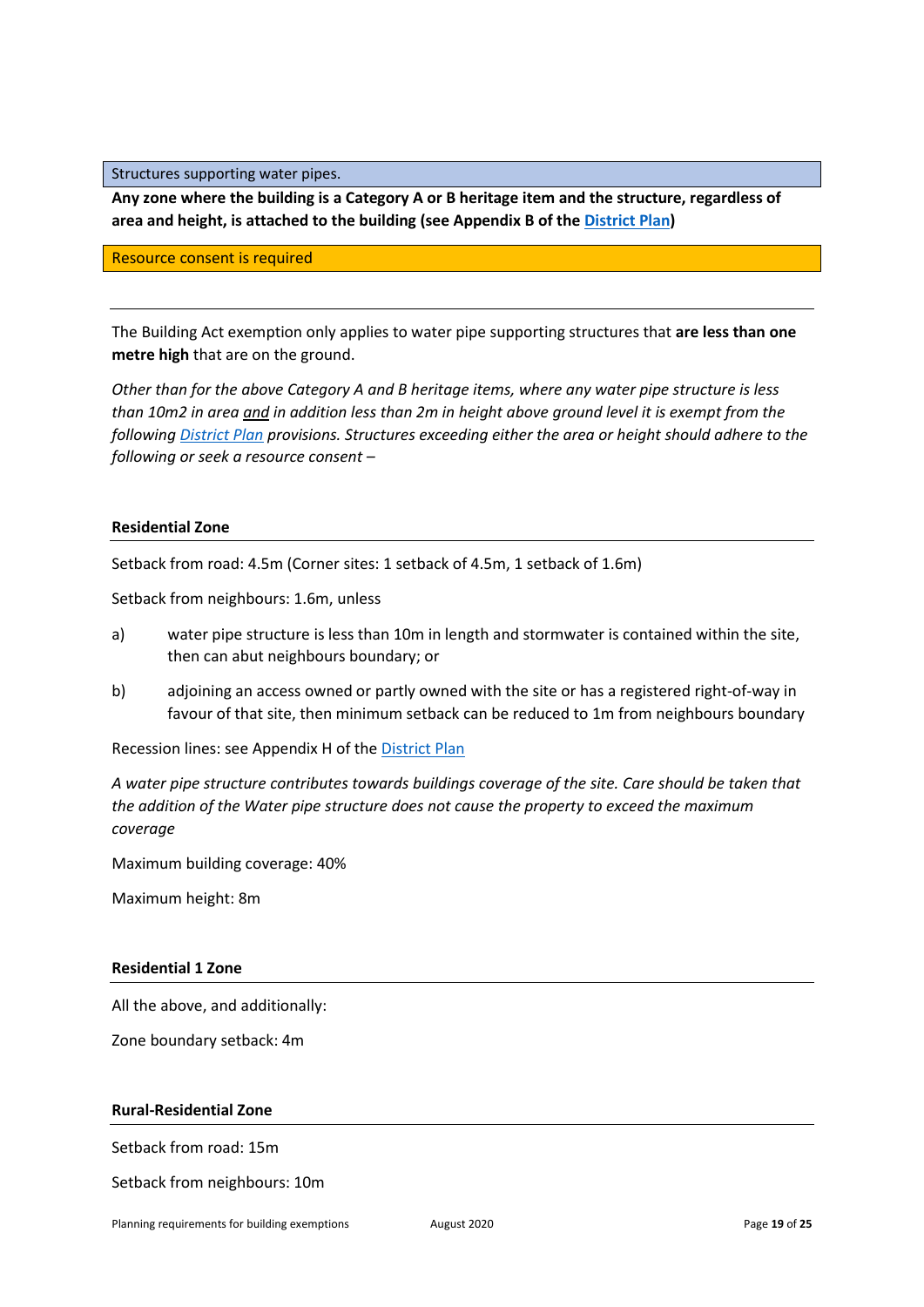Structures supporting water pipes.

**Any zone where the building is a Category A or B heritage item and the structure, regardless of area and height, is attached to the building (see Appendix B of the [District Plan](District Plan))**

Resource consent is required

The Building Act exemption only applies to water pipe supporting structures that **are less than one metre high** that are on the ground.

*Other than for the above Category A and B heritage items, where any water pipe structure is less than 10m2 in area and in addition less than 2m in height above ground level it is exempt from the following [District Plan](District Plan) provisions. Structures exceeding either the area or height should adhere to the following or seek a resource consent –*

**Residential Zone**

Setback from road: 4.5m (Corner sites: 1 setback of 4.5m, 1 setback of 1.6m)

Setback from neighbours: 1.6m, unless

a) water pipe structure is less than 10m in length and stormwater is contained within the site, then can abut neighbours boundary; or

b) adjoining an access owned or partly owned with the site or has a registered right-of-way in favour of that site, then minimum setback can be reduced to 1m from neighbours boundary

Recession lines: see Appendix H of the [District Plan](District Plan)

*A water pipe structure contributes towards buildings coverage of the site. Care should be taken that the addition of the Water pipe structure does not cause the property to exceed the maximum coverage*

Maximum building coverage: 40%

Maximum height: 8m

**Residential 1 Zone**

All the above, and additionally:

Zone boundary setback: 4m

**Rural-Residential Zone**

Setback from road: 15m

Setback from neighbours: 10m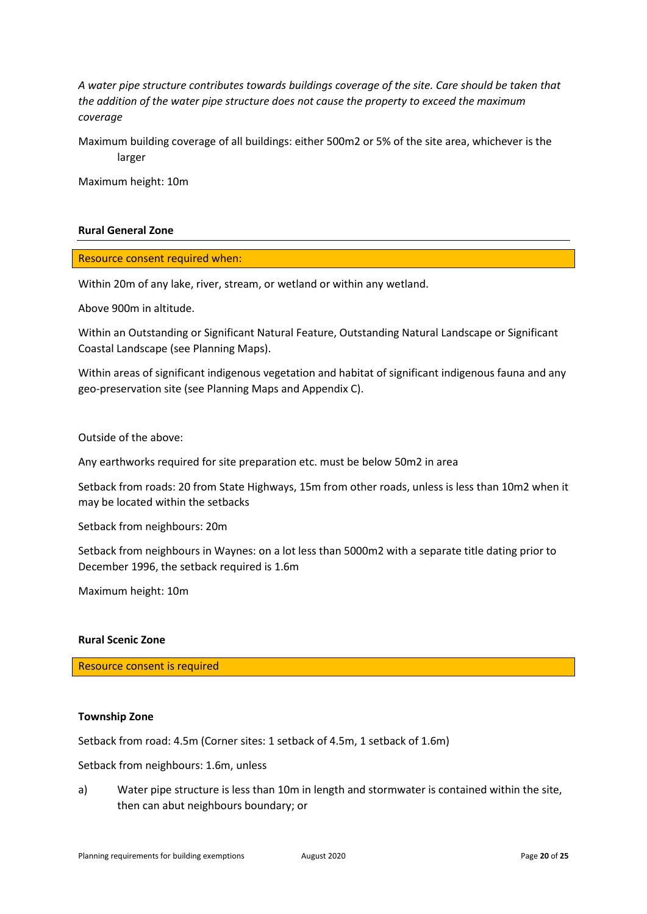*A water pipe structure contributes towards buildings coverage of the site. Care should be taken that the addition of the water pipe structure does not cause the property to exceed the maximum coverage*

Maximum building coverage of all buildings: either 500m2 or 5% of the site area, whichever is the larger

Maximum height: 10m

### Rural General Zone

Resource consent required when:

Within 20m of any lake, river, stream, or wetland or within any wetland.

Above 900m in altitude.

Within an Outstanding or Significant Natural Feature, Outstanding Natural Landscape or Significant Coastal Landscape (see Planning Maps).

Within areas of significant indigenous vegetation and habitat of significant indigenous fauna and any geo-preservation site (see Planning Maps and Appendix C).

Outside of the above:

Any earthworks required for site preparation etc. must be below 50m2 in area

Setback from roads: 20 from State Highways, 15m from other roads, unless is less than 10m2 when it may be located within the setbacks

Setback from neighbours: 20m

Setback from neighbours in Waynes: on a lot less than 5000m2 with a separate title dating prior to December 1996, the setback required is 1.6m

Maximum height: 10m

### Rural Scenic Zone

Resource consent is required

### Township Zone

Setback from road: 4.5m (Corner sites: 1 setback of 4.5m, 1 setback of 1.6m)

Setback from neighbours: 1.6m, unless

a) Water pipe structure is less than 10m in length and stormwater is contained within the site, then can abut neighbours boundary; or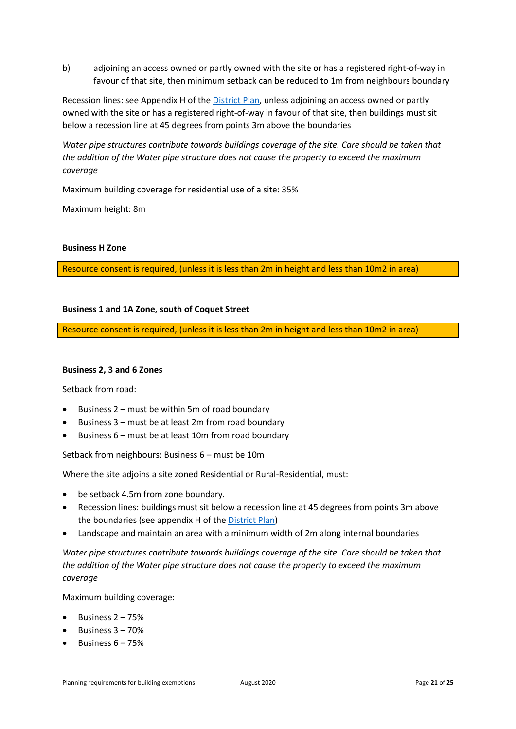b) adjoining an access owned or partly owned with the site or has a registered right-of-way in favour of that site, then minimum setback can be reduced to 1m from neighbours boundary

Recession lines: see Appendix H of the District Plan, unless adjoining an access owned or partly owned with the site or has a registered right-of-way in favour of that site, then buildings must sit below a recession line at 45 degrees from points 3m above the boundaries

*Water pipe structures contribute towards buildings coverage of the site. Care should be taken that the addition of the Water pipe structure does not cause the property to exceed the maximum coverage*

Maximum building coverage for residential use of a site: 35%

Maximum height: 8m

**Business H Zone**

Resource consent is required, (unless it is less than 2m in height and less than 10m2 in area)

**Business 1 and 1A Zone, south of Coquet Street**

Resource consent is required, (unless it is less than 2m in height and less than 10m2 in area)

**Business 2, 3 and 6 Zones**

Setback from road:

- Business 2 – must be within 5m of road boundary
- Business 3 – must be at least 2m from road boundary
- Business 6 – must be at least 10m from road boundary

Setback from neighbours: Business 6 – must be 10m

Where the site adjoins a site zoned Residential or Rural-Residential, must:

- be setback 4.5m from zone boundary.
- Recession lines: buildings must sit below a recession line at 45 degrees from points 3m above the boundaries (see appendix H of the District Plan)
- Landscape and maintain an area with a minimum width of 2m along internal boundaries

*Water pipe structures contribute towards buildings coverage of the site. Care should be taken that the addition of the Water pipe structure does not cause the property to exceed the maximum coverage*

Maximum building coverage:

- Business 2 – 75%
- Business 3 – 70%
- Business 6 – 75%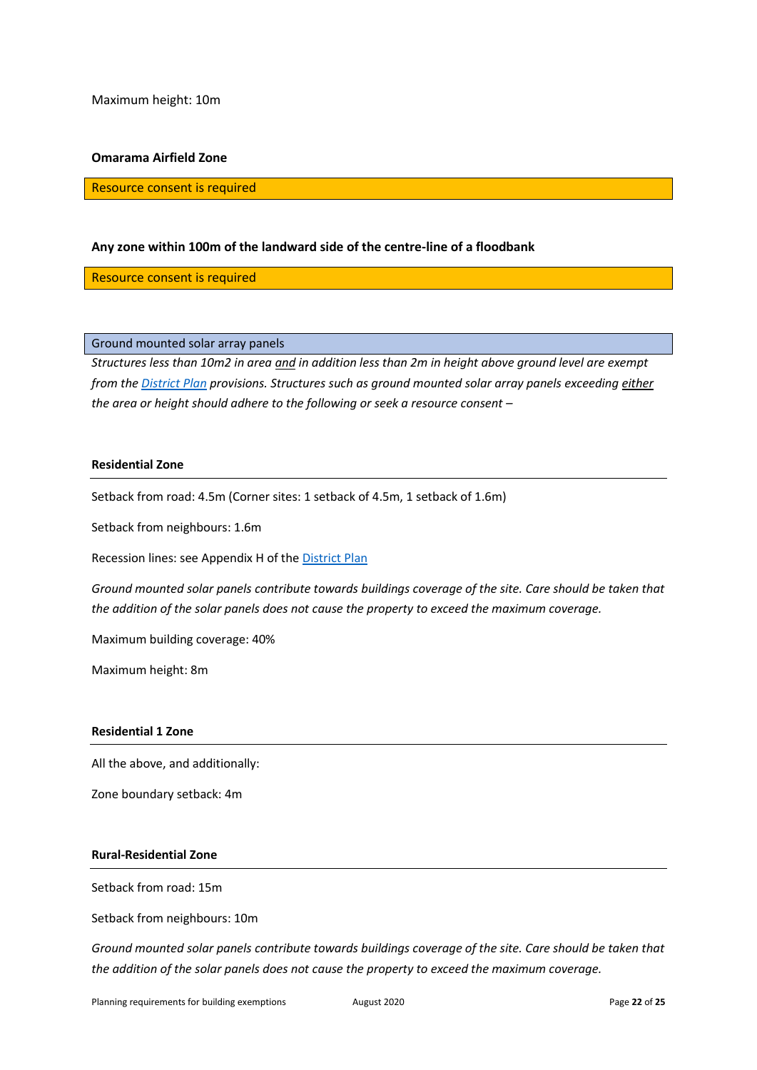Maximum height: 10m

**Omarama Airfield Zone**

Resource consent is required

**Any zone within 100m of the landward side of the centre-line of a floodbank**

Resource consent is required

Ground mounted solar array panels

*Structures less than 10m2 in area and in addition less than 2m in height above ground level are exempt from the [District Plan]() provisions. Structures such as ground mounted solar array panels exceeding either the area or height should adhere to the following or seek a resource consent –*

**Residential Zone**

Setback from road: 4.5m (Corner sites: 1 setback of 4.5m, 1 setback of 1.6m)

Setback from neighbours: 1.6m

Recession lines: see Appendix H of the [District Plan]()

*Ground mounted solar panels contribute towards buildings coverage of the site. Care should be taken that the addition of the solar panels does not cause the property to exceed the maximum coverage.*

Maximum building coverage: 40%

Maximum height: 8m

**Residential 1 Zone**

All the above, and additionally:

Zone boundary setback: 4m

**Rural-Residential Zone**

Setback from road: 15m

Setback from neighbours: 10m

*Ground mounted solar panels contribute towards buildings coverage of the site. Care should be taken that the addition of the solar panels does not cause the property to exceed the maximum coverage.*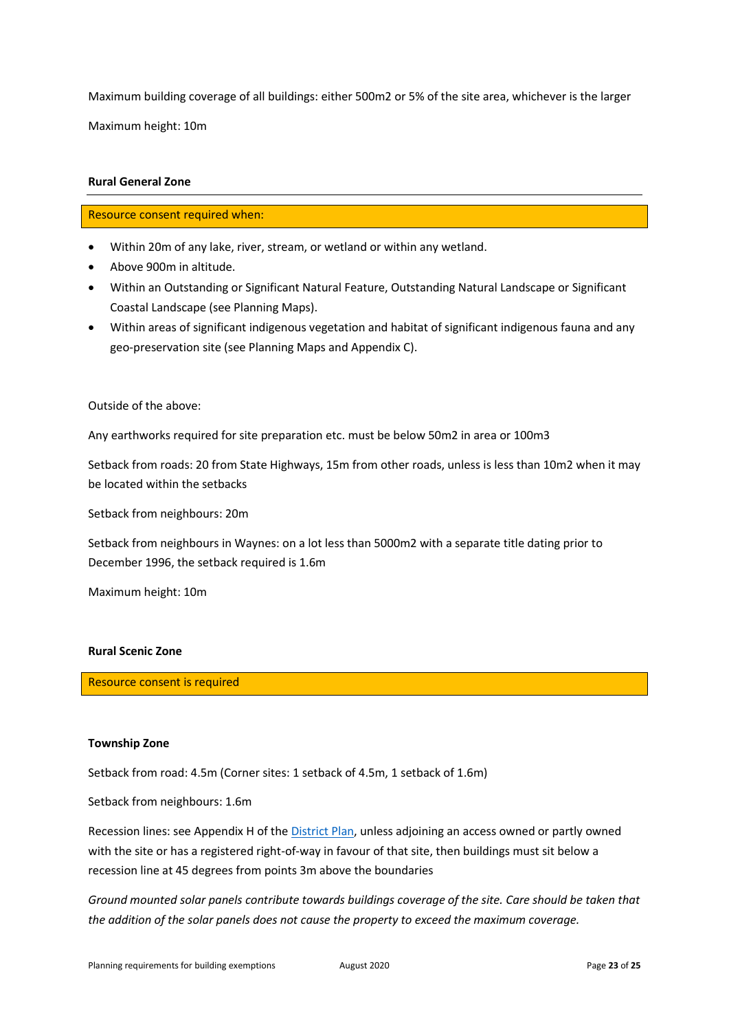Maximum building coverage of all buildings: either 500m2 or 5% of the site area, whichever is the larger

Maximum height: 10m

### Rural General Zone

Resource consent required when:

- Within 20m of any lake, river, stream, or wetland or within any wetland.
- Above 900m in altitude.
- Within an Outstanding or Significant Natural Feature, Outstanding Natural Landscape or Significant Coastal Landscape (see Planning Maps).
- Within areas of significant indigenous vegetation and habitat of significant indigenous fauna and any geo-preservation site (see Planning Maps and Appendix C).

Outside of the above:

Any earthworks required for site preparation etc. must be below 50m2 in area or 100m3

Setback from roads: 20 from State Highways, 15m from other roads, unless is less than 10m2 when it may be located within the setbacks

Setback from neighbours: 20m

Setback from neighbours in Waynes: on a lot less than 5000m2 with a separate title dating prior to December 1996, the setback required is 1.6m

Maximum height: 10m

### Rural Scenic Zone

Resource consent is required

### Township Zone

Setback from road: 4.5m (Corner sites: 1 setback of 4.5m, 1 setback of 1.6m)

Setback from neighbours: 1.6m

Recession lines: see Appendix H of the District Plan, unless adjoining an access owned or partly owned with the site or has a registered right-of-way in favour of that site, then buildings must sit below a recession line at 45 degrees from points 3m above the boundaries

*Ground mounted solar panels contribute towards buildings coverage of the site. Care should be taken that the addition of the solar panels does not cause the property to exceed the maximum coverage.*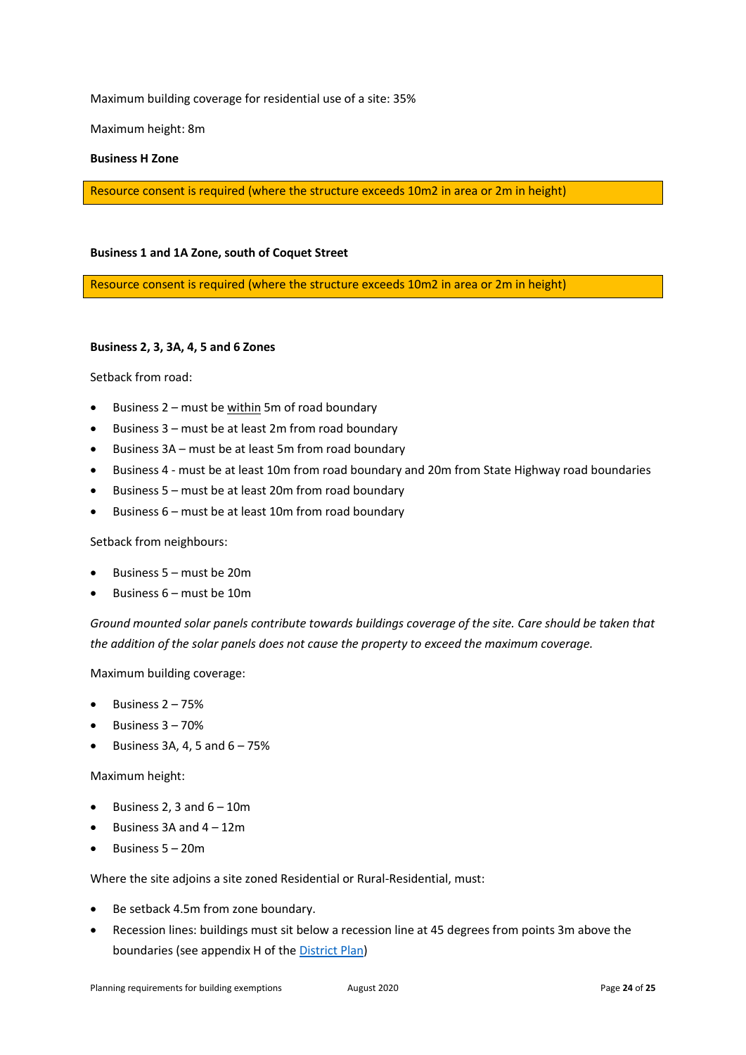Maximum building coverage for residential use of a site: 35%

Maximum height: 8m

**Business H Zone**

Resource consent is required (where the structure exceeds 10m2 in area or 2m in height)

**Business 1 and 1A Zone, south of Coquet Street**

Resource consent is required (where the structure exceeds 10m2 in area or 2m in height)

**Business 2, 3, 3A, 4, 5 and 6 Zones**

Setback from road:

- Business 2 – must be <u>within</u> 5m of road boundary
- Business 3 – must be at least 2m from road boundary
- Business 3A – must be at least 5m from road boundary
- Business 4 - must be at least 10m from road boundary and 20m from State Highway road boundaries
- Business 5 – must be at least 20m from road boundary
- Business 6 – must be at least 10m from road boundary

Setback from neighbours:

- Business 5 – must be 20m
- Business 6 – must be 10m

*Ground mounted solar panels contribute towards buildings coverage of the site. Care should be taken that the addition of the solar panels does not cause the property to exceed the maximum coverage.*

Maximum building coverage:

- Business 2 – 75%
- Business 3 – 70%
- Business 3A, 4, 5 and 6 – 75%

Maximum height:

- Business 2, 3 and 6 – 10m
- Business 3A and 4 – 12m
- Business 5 – 20m

Where the site adjoins a site zoned Residential or Rural-Residential, must:

- Be setback 4.5m from zone boundary.
- Recession lines: buildings must sit below a recession line at 45 degrees from points 3m above the boundaries (see appendix H of the District Plan)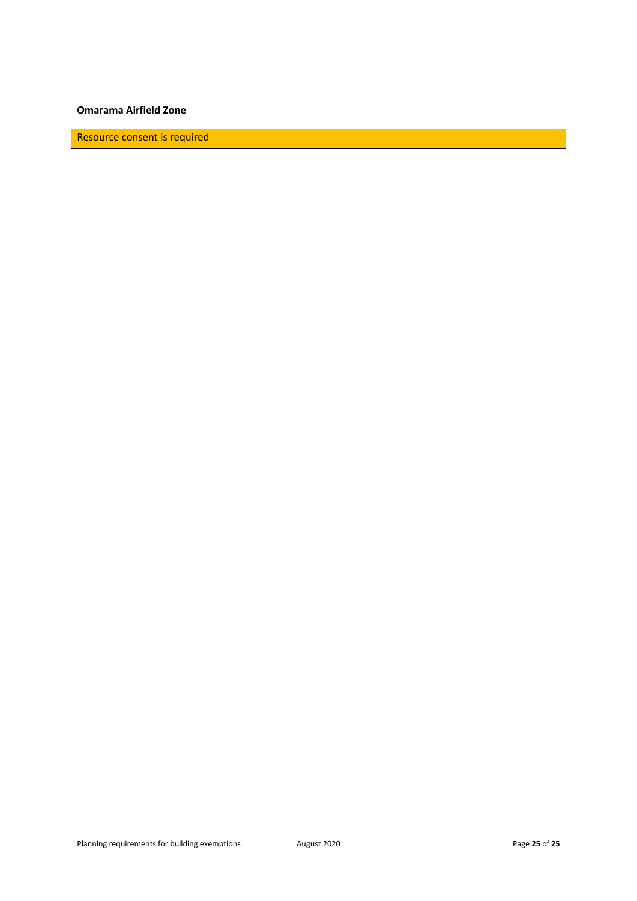**Omarama Airfield Zone**

Resource consent is required